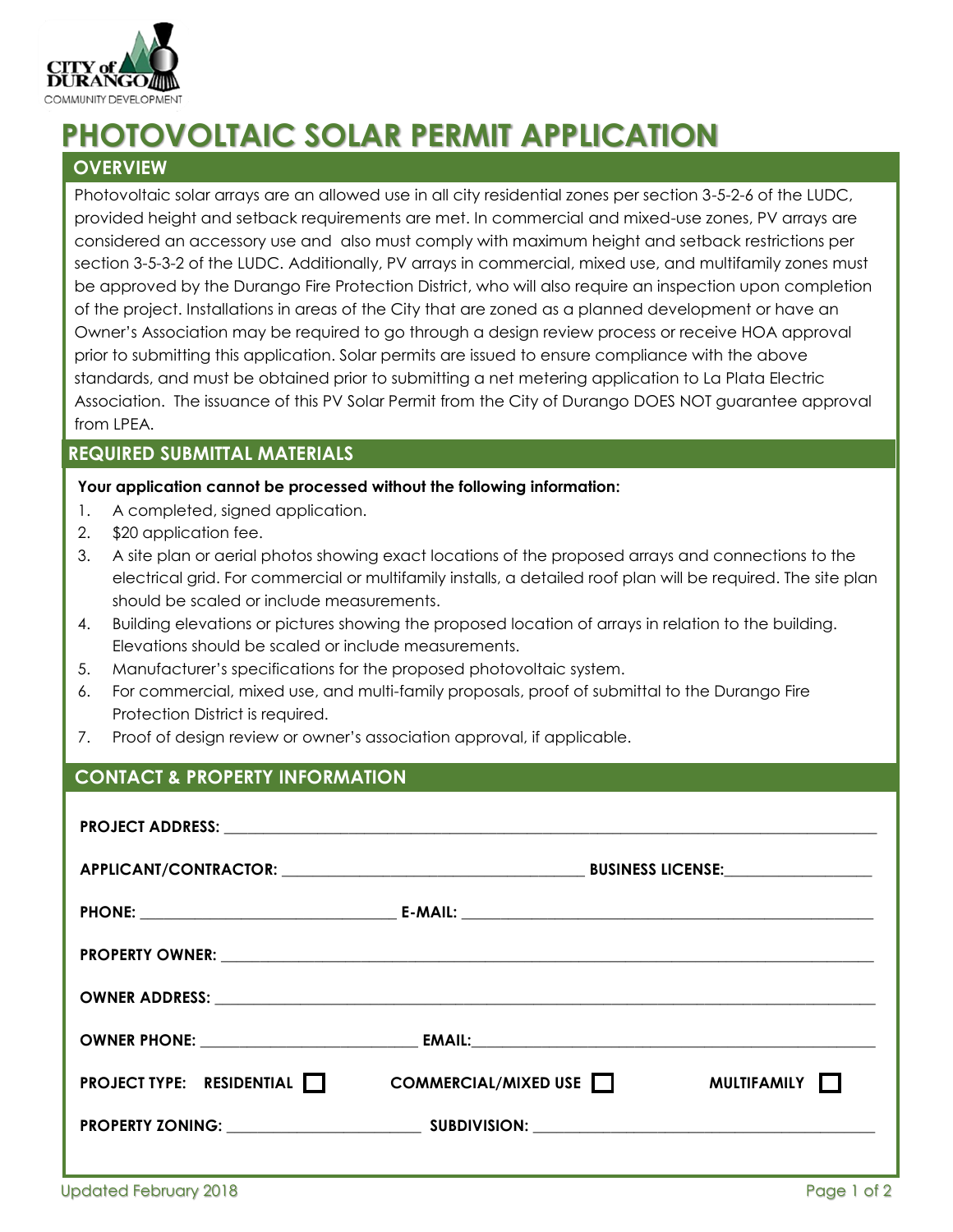CITY of DURANGO
COMMUNITY DEVELOPMENT

# PHOTOVOLTAIC SOLAR PERMIT APPLICATION

## OVERVIEW

Photovoltaic solar arrays are an allowed use in all city residential zones per section 3-5-2-6 of the LUDC, provided height and setback requirements are met. In commercial and mixed-use zones, PV arrays are considered an accessory use and also must comply with maximum height and setback restrictions per section 3-5-3-2 of the LUDC. Additionally, PV arrays in commercial, mixed use, and multifamily zones must be approved by the Durango Fire Protection District, who will also require an inspection upon completion of the project. Installations in areas of the City that are zoned as a planned development or have an Owner's Association may be required to go through a design review process or receive HOA approval prior to submitting this application. Solar permits are issued to ensure compliance with the above standards, and must be obtained prior to submitting a net metering application to La Plata Electric Association. The issuance of this PV Solar Permit from the City of Durango DOES NOT guarantee approval from LPEA.

## REQUIRED SUBMITTAL MATERIALS

**Your application cannot be processed without the following information:**

1. A completed, signed application.
2. $20 application fee.
3. A site plan or aerial photos showing exact locations of the proposed arrays and connections to the electrical grid. For commercial or multifamily installs, a detailed roof plan will be required. The site plan should be scaled or include measurements.
4. Building elevations or pictures showing the proposed location of arrays in relation to the building. Elevations should be scaled or include measurements.
5. Manufacturer's specifications for the proposed photovoltaic system.
6. For commercial, mixed use, and multi-family proposals, proof of submittal to the Durango Fire Protection District is required.
7. Proof of design review or owner's association approval, if applicable.

## CONTACT & PROPERTY INFORMATION

**PROJECT ADDRESS:** ______________________________

**APPLICANT/CONTRACTOR:** ______________________ **BUSINESS LICENSE:** ______________

**PHONE:** ______________________ **E-MAIL:** ______________________

**PROPERTY OWNER:** ______________________________

**OWNER ADDRESS:** ______________________________

**OWNER PHONE:** ______________________ **EMAIL:** ______________________

**PROJECT TYPE:** **RESIDENTIAL** ☐ **COMMERCIAL/MIXED USE** ☐ **MULTIFAMILY** ☐

**PROPERTY ZONING:** ______________________ **SUBDIVISION:** ______________________

Updated February 2018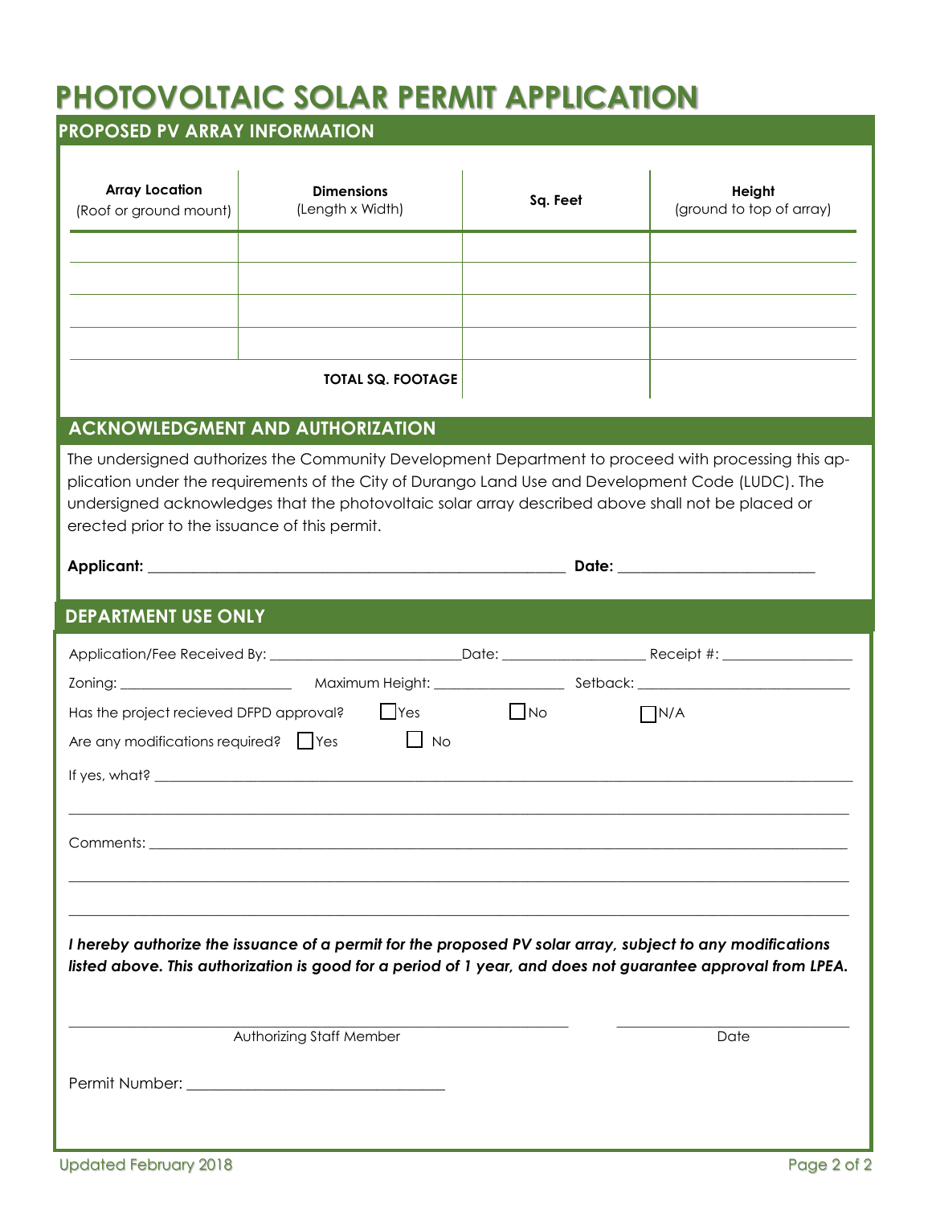# PHOTOVOLTAIC SOLAR PERMIT APPLICATION

## PROPOSED PV ARRAY INFORMATION

| **Array Location** (Roof or ground mount) | **Dimensions** (Length x Width) | **Sq. Feet** | **Height** (ground to top of array) |
|---|---|---|---|
| | | | |
| | | | |
| | | | |
| | | | |
| | **TOTAL SQ. FOOTAGE** | | |

## ACKNOWLEDGMENT AND AUTHORIZATION

The undersigned authorizes the Community Development Department to proceed with processing this application under the requirements of the City of Durango Land Use and Development Code (LUDC). The undersigned acknowledges that the photovoltaic solar array described above shall not be placed or erected prior to the issuance of this permit.

**Applicant:** ______________________________ **Date:** ______________

## DEPARTMENT USE ONLY

Application/Fee Received By: ______________ Date: ______________ Receipt #: ______________

Zoning: ______________ Maximum Height: ______________ Setback: ______________

Has the project recieved DFPD approval? ☐ Yes ☐ No ☐ N/A

Are any modifications required? ☐ Yes ☐ No

If yes, what? ____________________________________________

____________________________________________

Comments: ____________________________________________

____________________________________________

____________________________________________

***I hereby authorize the issuance of a permit for the proposed PV solar array, subject to any modifications listed above. This authorization is good for a period of 1 year, and does not guarantee approval from LPEA.***

______________________________ ______________

Authorizing Staff Member Date

Permit Number: ______________

Updated February 2018